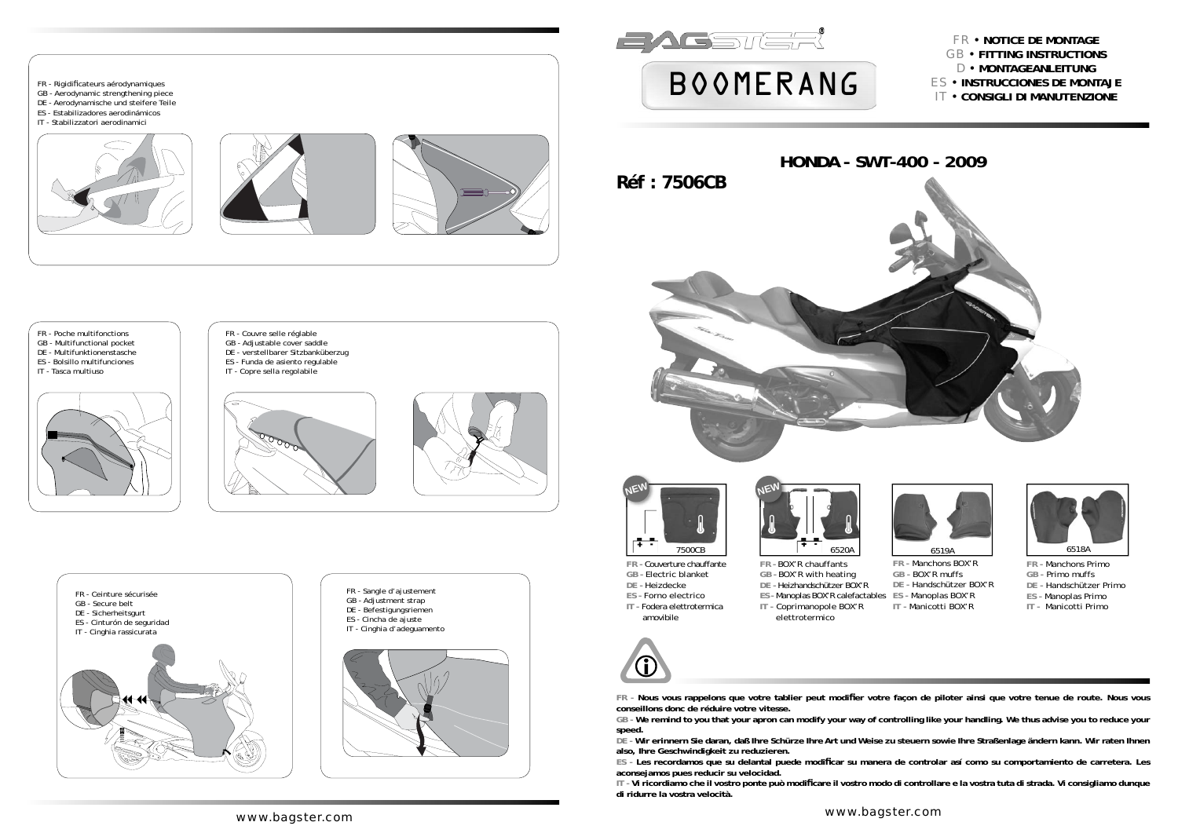# BAGSTER

## BOOMERANG

FR • **NOTICE DE MONTAGE**
GB • **FITTING INSTRUCTIONS**
D • **MONTAGEANLEITUNG**
ES • **INSTRUCCIONES DE MONTAJE**
IT • **CONSIGLI DI MANUTENZIONE**

### HONDA - SWT-400 - 2009

### Réf : 7506CB

NEW — 7500CB

**FR** - Couverture chauffante
**GB** - Electric blanket
**DE** - Heizdecke
**ES** - Forno electrico
**IT** - Fodera elettrotermica amovibile

NEW — 6520A

**FR** - BOX'R chauffants
**GB** - BOX'R with heating
**DE** - Heizhandschützer BOX'R
**ES** - Manoplas BOX'R calefactables
**IT** - Coprimanopole BOX'R elettrotermico

6519A

**FR** - Manchons BOX'R
**GB** - BOX'R muffs
**DE** - Handschützer BOX'R
**ES** - Manoplas BOX'R
**IT** - Manicotti BOX'R

6518A

**FR** - Manchons Primo
**GB** - Primo muffs
**DE** - Handschützer Primo
**ES** - Manoplas Primo
**IT** - Manicotti Primo

**FR** - **Nous vous rappelons que votre tablier peut modifier votre façon de piloter ainsi que votre tenue de route. Nous vous conseillons donc de réduire votre vitesse.**

**GB** - **We remind to you that your apron can modify your way of controlling like your handling. We thus advise you to reduce your speed.**

**DE** - **Wir erinnern Sie daran, daß Ihre Schürze Ihre Art und Weise zu steuern sowie Ihre Straßenlage ändern kann. Wir raten Ihnen also, Ihre Geschwindigkeit zu reduzieren.**

**ES** - **Les recordamos que su delantal puede modificar su manera de controlar así como su comportamiento de carretera. Les aconsejamos pues reducir su velocidad.**

**IT** - **Vi ricordiamo che il vostro ponte può modificare il vostro modo di controllare e la vostra tuta di strada. Vi consigliamo dunque di ridurre la vostra velocità.**

FR - Rigidificateurs aérodynamiques
GB - Aerodynamic strengthening piece
DE - Aerodynamische und steifere Teile
ES - Estabilizadores aerodinámicos
IT - Stabilizzatori aerodinamici

FR - Poche multifonctions
GB - Multifunctional pocket
DE - Multifunktionentasche
ES - Bolsillo multifunciones
IT - Tasca multiuso

FR - Couvre selle réglable
GB - Adjustable cover saddle
DE - verstellbarer Sitzbanküberzug
ES - Funda de asiento regulable
IT - Copre sella regolabile

FR - Ceinture sécurisée
GB - Secure belt
DE - Sicherheitsgurt
ES - Cinturón de seguridad
IT - Cinghia rassicurata

FR - Sangle d'ajustement
GB - Adjustment strap
DE - Befestigungsriemen
ES - Cincha de ajuste
IT - Cinghia d'adeguamento

www.bagster.com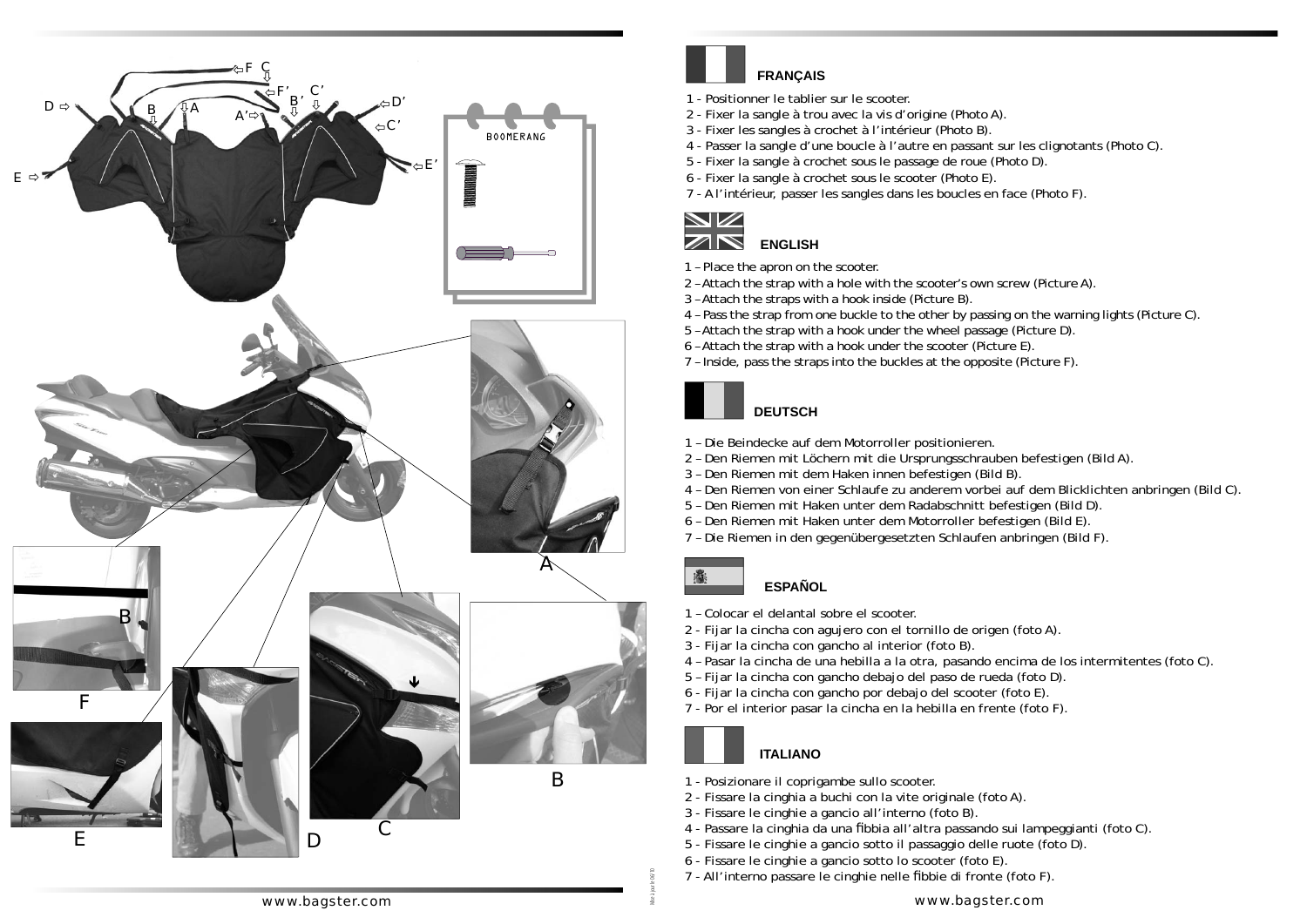## FRANÇAIS

1 - Positionner le tablier sur le scooter.
2 - Fixer la sangle à trou avec la vis d’origine (Photo A).
3 - Fixer les sangles à crochet à l’intérieur (Photo B).
4 - Passer la sangle d’une boucle à l’autre en passant sur les clignotants (Photo C).
5 - Fixer la sangle à crochet sous le passage de roue (Photo D).
6 - Fixer la sangle à crochet sous le scooter (Photo E).
7 - A l’intérieur, passer les sangles dans les boucles en face (Photo F).

## ENGLISH

1 – Place the apron on the scooter.
2 – Attach the strap with a hole with the scooter’s own screw (Picture A).
3 – Attach the straps with a hook inside (Picture B).
4 – Pass the strap from one buckle to the other by passing on the warning lights (Picture C).
5 – Attach the strap with a hook under the wheel passage (Picture D).
6 – Attach the strap with a hook under the scooter (Picture E).
7 – Inside, pass the straps into the buckles at the opposite (Picture F).

## DEUTSCH

1 – Die Beindecke auf dem Motorroller positionieren.
2 – Den Riemen mit Löchern mit die Ursprungsschrauben befestigen (Bild A).
3 – Den Riemen mit dem Haken innen befestigen (Bild B).
4 – Den Riemen von einer Schlaufe zu anderem vorbei auf dem Blicklichten anbringen (Bild C).
5 – Den Riemen mit Haken unter dem Radabschnitt befestigen (Bild D).
6 – Den Riemen mit Haken unter dem Motorroller befestigen (Bild E).
7 – Die Riemen in den gegenübergesetzten Schlaufen anbringen (Bild F).

## ESPAÑOL

1 – Colocar el delantal sobre el scooter.
2 - Fijar la cincha con agujero con el tornillo de origen (foto A).
3 - Fijar la cincha con gancho al interior (foto B).
4 – Pasar la cincha de una hebilla a la otra, pasando encima de los intermitentes (foto C).
5 – Fijar la cincha con gancho debajo del paso de rueda (foto D).
6 - Fijar la cincha con gancho por debajo del scooter (foto E).
7 - Por el interior pasar la cincha en la hebilla en frente (foto F).

## ITALIANO

1 - Posizionare il coprigambe sullo scooter.
2 - Fissare la cinghia a buchi con la vite originale (foto A).
3 - Fissare le cinghie a gancio all’interno (foto B).
4 - Passare la cinghia da una fibbia all’altra passando sui lampeggianti (foto C).
5 - Fissare le cinghie a gancio sotto il passaggio delle ruote (foto D).
6 - Fissare le cinghie a gancio sotto lo scooter (foto E).
7 - All’interno passare le cinghie nelle fibbie di fronte (foto F).

www.bagster.com